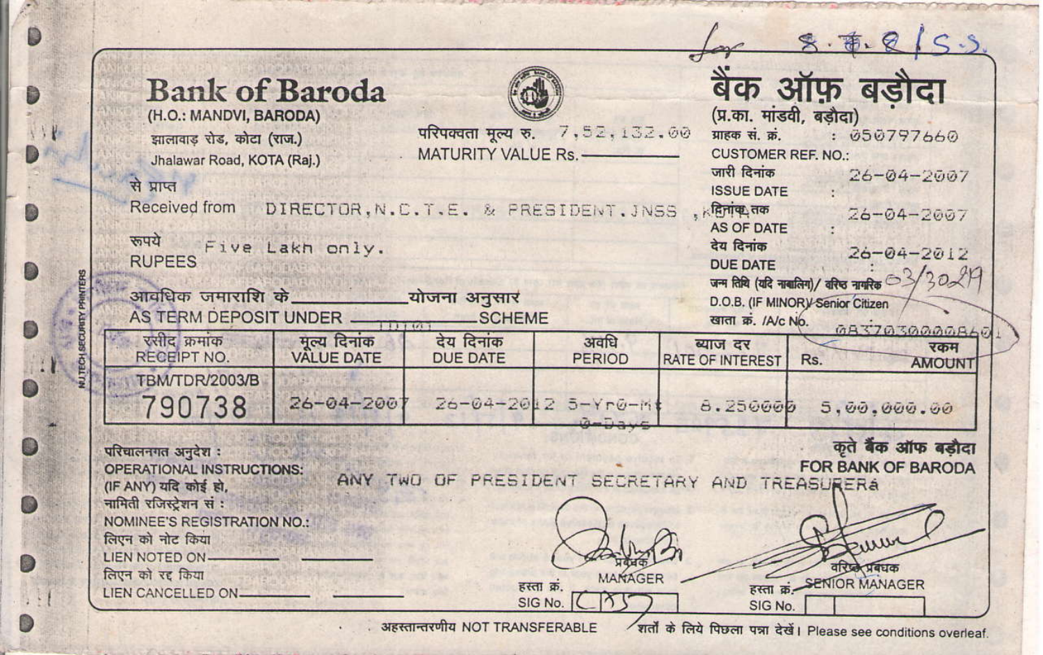for S.T.Q/S.S.

# Bank of Baroda

(H.O.: MANDVI, BARODA)

झालावाड़ रोड, कोटा (राज.)

Jhalawar Road, KOTA (Raj.)

# बैंक ऑफ़ बड़ौदा

(प्र.का. मांडवी, बड़ौदा)

परिपक्वता मूल्य रु. / MATURITY VALUE Rs. 7,52,132.00

ग्राहक सं. क्रं. / CUSTOMER REF. NO.: 050797660

जारी दिनांक / ISSUE DATE : 26-04-2007

दिनांक तक / AS OF DATE : 26-04-2007

देय दिनांक / DUE DATE : 26-04-2012

जन्म तिथि (यदि नाबालिग)/ वरिष्ठ नागरिक / D.O.B. (IF MINOR)/ Senior Citizen 03/3024

खाता क्रं. /A/c No. 08370300008601

से प्राप्त / Received from DIRECTOR, N.C.T.E. & PRESIDENT.JNSS, KOTA

रूपये / RUPEES Five Lakh only.

आवधिक जमाराशि के ______ योजना अनुसार / AS TERM DEPOSIT UNDER ______ SCHEME

| रसीद क्रमांक RECEIPT NO. | मूल्य दिनांक VALUE DATE | देय दिनांक DUE DATE | अवधि PERIOD | ब्याज दर RATE OF INTEREST | रकम Rs. AMOUNT |
|---|---|---|---|---|---|
| TBM/TDR/2003/B 790738 | 26-04-2007 | 26-04-2012 | 5-Yr0-Mt 0-Days | 8.250000 | 5,00,000.00 |

परिचालनगत अनुदेश : / OPERATIONAL INSTRUCTIONS: (IF ANY) यदि कोई हो, ANY TWO OF PRESIDENT SECRETARY AND TREASURERa

नामिती रजिस्ट्रेशन सं : / NOMINEE'S REGISTRATION NO.:

लिएन को नोट किया / LIEN NOTED ON ______ ______

लिएन को रद्द किया / LIEN CANCELLED ON ______ ______

कृते बैंक ऑफ बड़ौदा / FOR BANK OF BARODA

प्रबंधक / MANAGER — हस्ता क्रं. / SIG No.

वरिष्ठ प्रबंधक / SENIOR MANAGER — हस्ता क्रं. / SIG No.

अहस्तान्तरणीय NOT TRANSFERABLE

शर्तों के लिये पिछला पन्ना देखें। Please see conditions overleaf.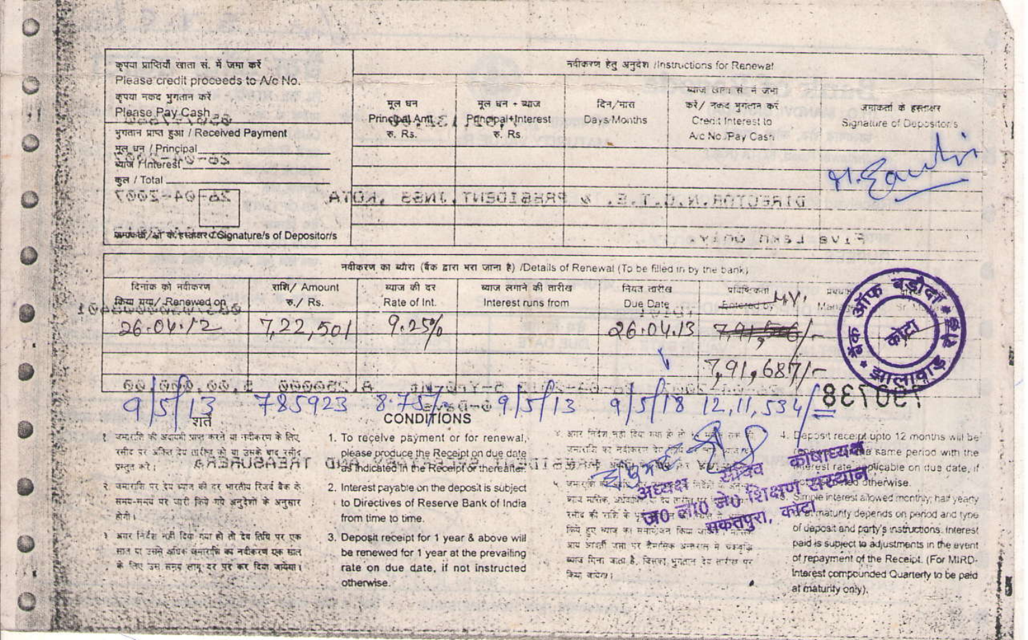| कृपया प्राप्तियाँ खाता सं. में जमा करें / Please credit proceeds to A/c No. | नवीकरण हेतु अनुदेश / Instructions for Renewal | | | | |
|---|---|---|---|---|---|
| कृपया नकद भुगतान करें / Please Pay Cash | मूल धन / Principal Amt. रु. Rs. | मूल धन + ब्याज / Principal+Interest रु. Rs. | दिन/मास / Days/Months | ब्याज खाता सं. में जमा करें / नकद भुगतान करें / Credit Interest to A/c No./Pay Cash | जमाकर्ता के हस्ताक्षर / Signature of Depositor/s |
| भुगतान प्राप्त हुआ / Received Payment | | | | | M. Gautam |
| मूल धन / Principal | | | | | |
| ब्याज / Interest | | | | | |
| कुल / Total | | | | | |
| जमाकर्ता/ओं के हस्ताक्षर / Signature/s of Depositor/s | | | | | |

**नवीकरण का ब्यौरा (बैंक द्वारा भरा जाना है) /Details of Renewal (To be filled in by the bank)**

| दिनांक को नवीकरण किया गया/ Renewed on | राशि/ Amount रु./ Rs. | ब्याज की दर Rate of Int. | ब्याज लगाने की तारीख Interest runs from | नियत तारीख Due Date | प्रविष्टिकर्ता Entered by | प्रबंधक Manager |
|---|---|---|---|---|---|---|
| 26.04.12 | 7,22,501 | 9.25% | | 26.04.13 | ~~7,91,566~~/- 7,91,687/- | |
| 9/5/13 | 785923 | 8.75% | 9/5/13 | 9/5/18 | 12,11,534/- | |

बैंक ऑफ बड़ौदा, कोटा, झालावाड़ रोड

## शर्तें

१. जमाराशि की अदायगी प्राप्त करने या नवीकरण के लिए रसीद पर अंकित देय तारीख को या उसके बाद रसीद प्रस्तुत करें।

२. जमाराशि पर देय ब्याज की दर भारतीय रिज़र्व बैंक के समय-समय पर जारी किये गये अनुदेशों के अनुसार होगी।

३. अगर निर्देश नहीं दिया गया हो तो देय तिथि पर एक साल या उससे अधिक जमाराशि का नवीकरण एक साल के लिए उस समय लागू दर पर कर दिया जायेगा।

## CONDITIONS

1. To receive payment or for renewal, please produce the Receipt on due date as indicated in the Receipt or thereafter.
2. Interest payable on the deposit is subject to Directives of Reserve Bank of India from time to time.
3. Deposit receipt for 1 year & above will be renewed for 1 year at the prevailing rate on due date, if not instructed otherwise.

४. अगर निर्देश नहीं दिया गया हो तो १२ महीने तक की जमाराशि का नवीकरण देय तिथि पर ... 

५. जमाराशि ... ब्याज मासिक, अर्धवार्षिक ... रसीद की राशि के ... किये हुए ब्याज का समायोजन किया ... आय अर्जित ब्याज पर त्रैमासिक अन्तराल में चक्रवृद्धि ब्याज दिया जाता है, जिसका भुगतान देय तारीख पर किया जायेगा।

4. Deposit receipt upto 12 months will be renewed for the same period with the interest rate applicable on due date, if not instructed otherwise.
5. Simple interest allowed monthly, half yearly ... maturity depends on period and type of deposit and party's instructions. Interest paid is subject to adjustments in the event of repayment of the Receipt. (For MIRD-Interest compounded Quarterly to be paid at maturity only).

अध्यक्ष सचिव
कोषाध्यक्ष
जाट शिक्षण संस्थान, सकतपुरा, कोटा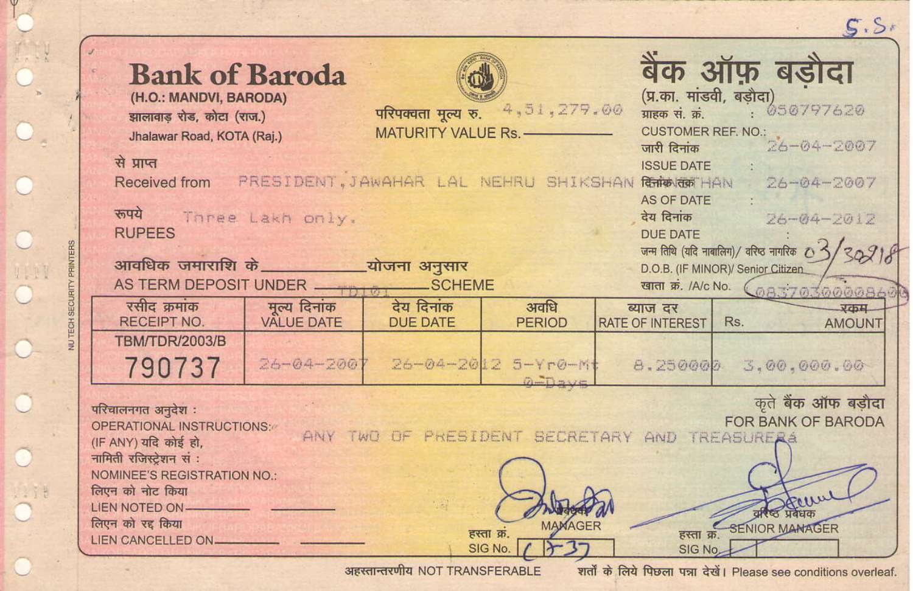S.S.

# Bank of Baroda

**(H.O.: MANDVI, BARODA)**

झालावाड़ रोड, कोटा (राज.)

Jhalawar Road, KOTA (Raj.)

# बैंक ऑफ़ बड़ौदा

(प्र.का. मांडवी, बड़ौदा)

परिपक्वता मूल्य रु. / MATURITY VALUE Rs. 4,51,279.00

ग्राहक सं. क्रं. / CUSTOMER REF. NO.: 050797620

जारी दिनांक / ISSUE DATE : 26-04-2007

दिनांक तक / AS OF DATE : 26-04-2007

देय दिनांक / DUE DATE : 26-04-2012

जन्म तिथि (यदि नाबालिग)/ वरिष्ठ नागरिक / D.O.B. (IF MINOR)/ Senior Citizen 03/30218

खाता क्रं. /A/c No. 083703000008600

से प्राप्त / Received from PRESIDENT,JAWAHAR LAL NEHRU SHIKSHAN SANSTHAN

रुपये / RUPEES Three Lakh only.

आवधिक जमाराशि के __________ योजना अनुसार

AS TERM DEPOSIT UNDER TD101 SCHEME

| रसीद क्रमांक RECEIPT NO. | मूल्य दिनांक VALUE DATE | देय दिनांक DUE DATE | अवधि PERIOD | ब्याज दर RATE OF INTEREST | रकम Rs. AMOUNT |
|---|---|---|---|---|---|
| TBM/TDR/2003/B 790737 | 26-04-2007 | 26-04-2012 | 5-Yr0-Mt 0-Days | 8.250000 | 3,00,000.00 |

परिचालनगत अनुदेश : OPERATIONAL INSTRUCTIONS: (IF ANY) यदि कोई हो, ANY TWO OF PRESIDENT SECRETARY AND TREASURER&

नामिती रजिस्ट्रेशन सं : NOMINEE'S REGISTRATION NO.:

लिएन को नोट किया / LIEN NOTED ON __________ __________

लिएन को रद्द किया / LIEN CANCELLED ON __________ __________

कृते बैंक ऑफ बड़ौदा / FOR BANK OF BARODA

प्रबंधक / MANAGER — हस्ता क्रं. / SIG No. 1737

वरिष्ठ प्रबंधक / SENIOR MANAGER — हस्ता क्रं. / SIG No.

अहस्तान्तरणीय NOT TRANSFERABLE

शर्तों के लिये पिछला पन्ना देखें। Please see conditions overleaf.

NU TECH SECURITY PRINTERS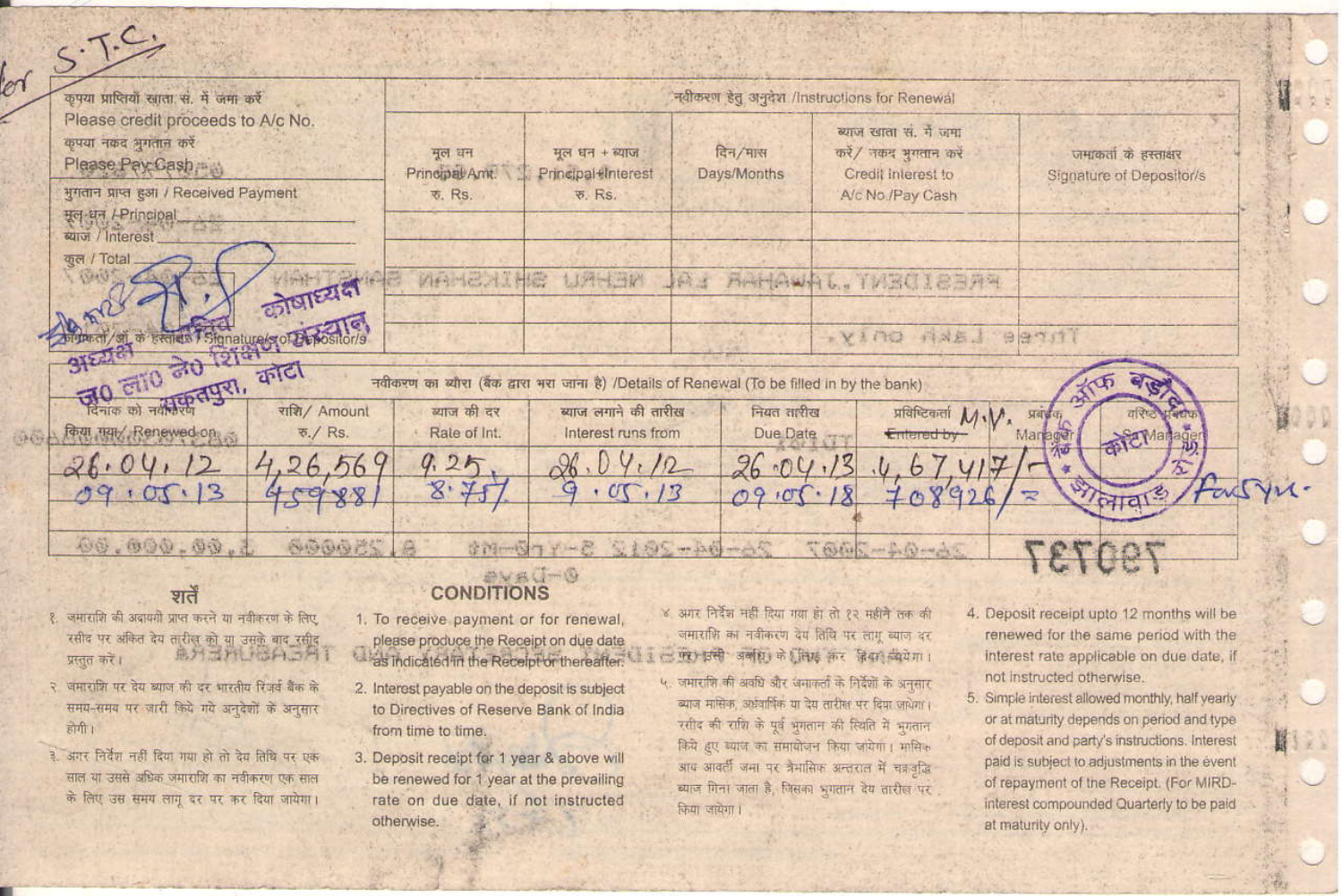S.T.C.

| कृपया प्राप्तियाँ खाता सं. में जमा करें Please credit proceeds to A/c No. | नवीकरण हेतु अनुदेश /Instructions for Renewal | | | | |
|---|---|---|---|---|---|
| कृपया नकद भुगतान करें Please Pay Cash | मूल धन Principal Amt. रु. Rs. | मूल धन + ब्याज Principal+Interest रु. Rs. | दिन/मास Days/Months | ब्याज खाता सं. में जमा करें/ नकद भुगतान करें Credit Interest to A/c No./Pay Cash | जमाकर्ता के हस्ताक्षर Signature of Depositor/s |
| भुगतान प्राप्त हुआ / Received Payment | | | | | |
| मूल धन / Principal | | | | | |
| ब्याज / Interest | | | | | |
| कुल / Total | PRESIDENT, JAWAHAR LAL NEHRU SHIKSHAN SANSTHAN | | | | |
| जमाकर्ता/ओं के हस्ताक्षर / Signature/s of Depositor/s | | | | Three Lakh only. | |

कोषाध्यक्ष अध्यक्ष ज0 ला0 ने0 शिक्षण संस्थान शक्तपुरा, कोटा

नवीकरण का ब्यौरा (बैंक द्वारा भरा जाना है) /Details of Renewal (To be filled in by the bank)

| दिनांक को नवीकरण किया गया/ Renewed on | राशि/ Amount रु./ Rs. | ब्याज की दर Rate of Int. | ब्याज लगाने की तारीख Interest runs from | नियत तारीख Due Date | प्रविष्टिकर्ता M.V. ~~Entered by~~ | प्रबंधक Manager | वरिष्ठ प्रबंधक Sr Manager |
|---|---|---|---|---|---|---|---|
| 26.04.12 | 4,26,569 | 9.25 | 26.04.12 | 26.04.13 | 4,67,417/- | | |
| 09.05.13 | 459881 | 8.75% | 9.05.13 | 09.05.18 | 708926/= | | For SM |
| 3,00,000.00 | 8.25000 | 26-04-2012 | 3-Yrs-0 | 26-04-2007 | | | |

0-Days

790737

## शर्तें

१. जमाराशि की अदायगी प्राप्त करने या नवीकरण के लिए रसीद पर अंकित देय तारीख को या उसके बाद रसीद प्रस्तुत करें।

२. जमाराशि पर देय ब्याज की दर भारतीय रिज़र्व बैंक के समय-समय पर जारी किये गये अनुदेशों के अनुसार होगी।

३. अगर निर्देश नहीं दिया गया हो तो देय तिथि पर एक साल या उससे अधिक जमाराशि का नवीकरण एक साल के लिए उस समय लागू दर पर कर दिया जायेगा।

४. अगर निर्देश नहीं दिया गया हो तो १२ महीने तक की जमाराशि का नवीकरण देय तिथि पर लागू ब्याज दर पर उसी अवधि के लिए कर दिया जायेगा।

५. जमाराशि की अवधि और जमाकर्ता के निर्देशों के अनुसार ब्याज मासिक, अर्धवार्षिक या देय तारीख पर दिया जायेगा। रसीद की राशि के पूर्व भुगतान की स्थिति में भुगतान किये हुए ब्याज का समायोजन किया जायेगा। मासिक आय आवर्ती जमा पर त्रैमासिक अन्तराल में चक्रवृद्धि ब्याज गिना जाता है, जिसका भुगतान देय तारीख पर किया जायेगा।

## CONDITIONS

1. To receive payment or for renewal, please produce the Receipt on due date as indicated in the Receipt or thereafter.
2. Interest payable on the deposit is subject to Directives of Reserve Bank of India from time to time.
3. Deposit receipt for 1 year & above will be renewed for 1 year at the prevailing rate on due date, if not instructed otherwise.
4. Deposit receipt upto 12 months will be renewed for the same period with the interest rate applicable on due date, if not instructed otherwise.
5. Simple interest allowed monthly, half yearly or at maturity depends on period and type of deposit and party's instructions. Interest paid is subject to adjustments in the event of repayment of the Receipt. (For MIRD-interest compounded Quarterly to be paid at maturity only).